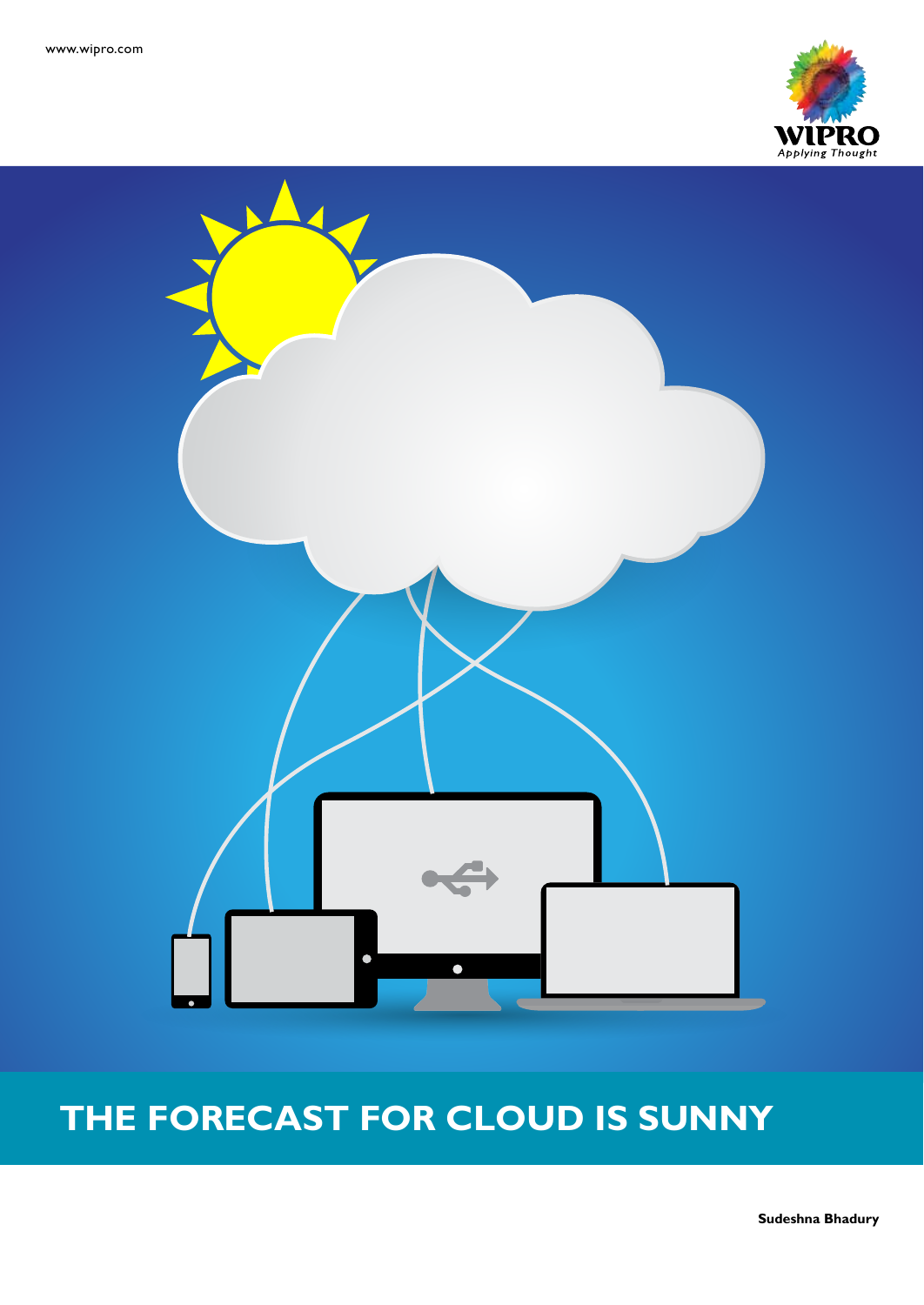www.wipro.com

WIPRO
Applying Thought

# THE FORECAST FOR CLOUD IS SUNNY

**Sudeshna Bhadury**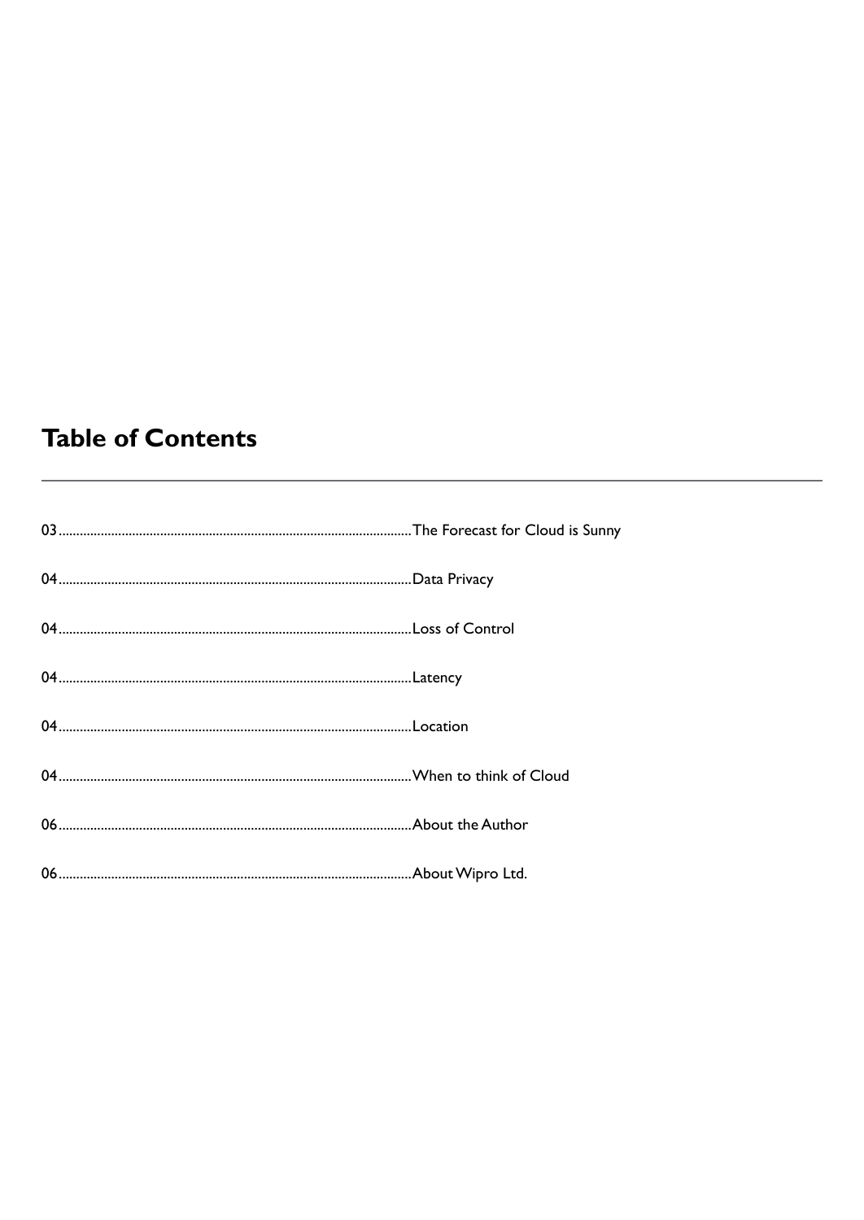## Table of Contents

03.................................................................................................The Forecast for Cloud is Sunny

04.................................................................................................Data Privacy

04.................................................................................................Loss of Control

04.................................................................................................Latency

04.................................................................................................Location

04.................................................................................................When to think of Cloud

06.................................................................................................About the Author

06.................................................................................................About Wipro Ltd.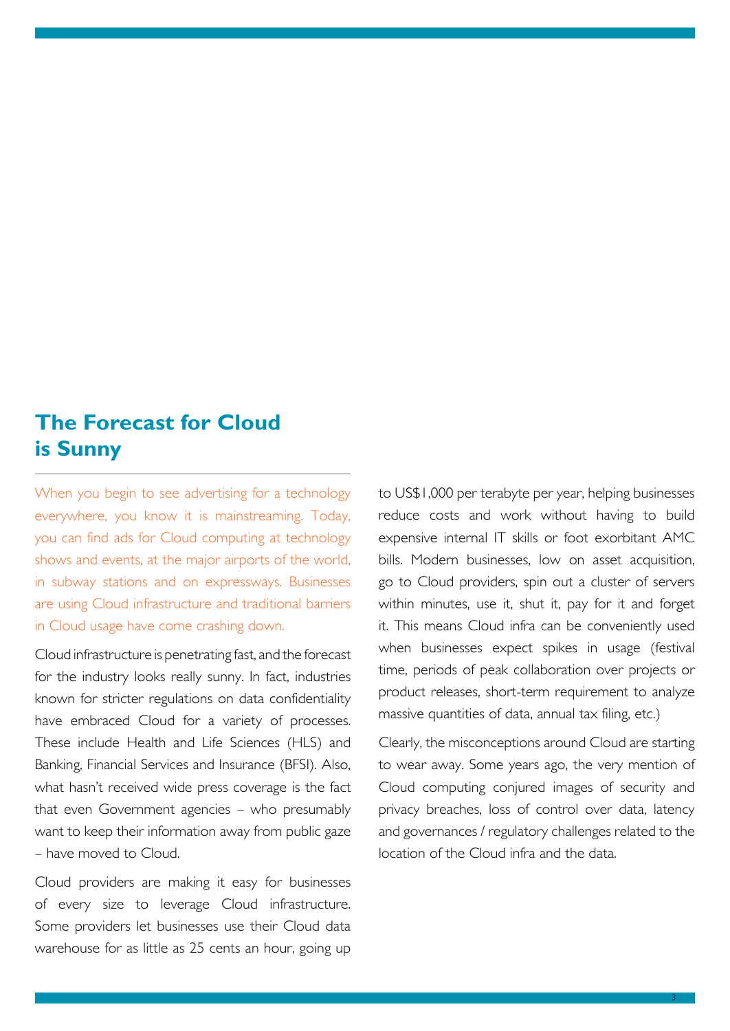## The Forecast for Cloud is Sunny

When you begin to see advertising for a technology everywhere, you know it is mainstreaming. Today, you can find ads for Cloud computing at technology shows and events, at the major airports of the world, in subway stations and on expressways. Businesses are using Cloud infrastructure and traditional barriers in Cloud usage have come crashing down.

Cloud infrastructure is penetrating fast, and the forecast for the industry looks really sunny. In fact, industries known for stricter regulations on data confidentiality have embraced Cloud for a variety of processes. These include Health and Life Sciences (HLS) and Banking, Financial Services and Insurance (BFSI). Also, what hasn't received wide press coverage is the fact that even Government agencies – who presumably want to keep their information away from public gaze – have moved to Cloud.

Cloud providers are making it easy for businesses of every size to leverage Cloud infrastructure. Some providers let businesses use their Cloud data warehouse for as little as 25 cents an hour, going up to US$1,000 per terabyte per year, helping businesses reduce costs and work without having to build expensive internal IT skills or foot exorbitant AMC bills. Modern businesses, low on asset acquisition, go to Cloud providers, spin out a cluster of servers within minutes, use it, shut it, pay for it and forget it. This means Cloud infra can be conveniently used when businesses expect spikes in usage (festival time, periods of peak collaboration over projects or product releases, short-term requirement to analyze massive quantities of data, annual tax filing, etc.)

Clearly, the misconceptions around Cloud are starting to wear away. Some years ago, the very mention of Cloud computing conjured images of security and privacy breaches, loss of control over data, latency and governances / regulatory challenges related to the location of the Cloud infra and the data.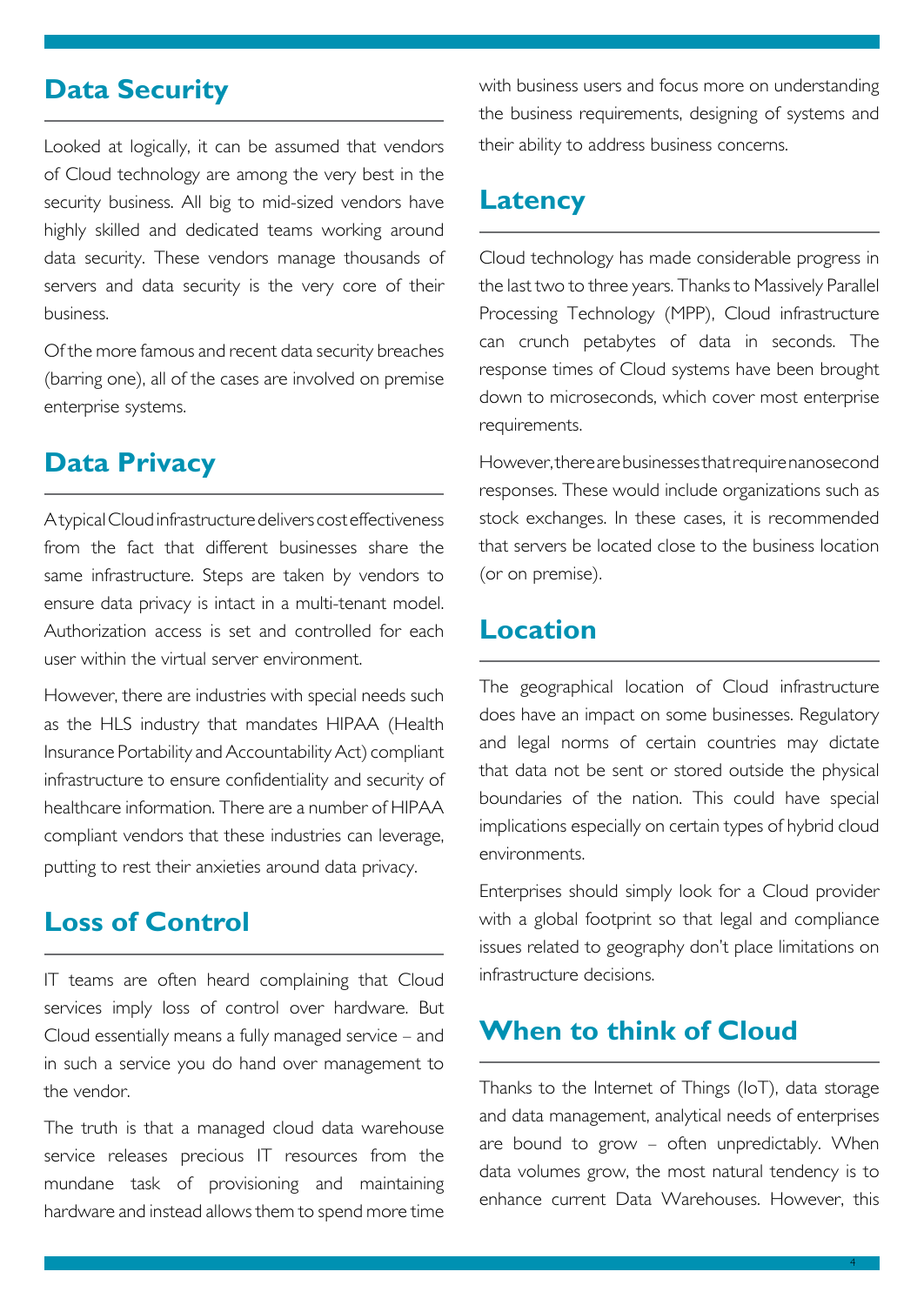## Data Security

Looked at logically, it can be assumed that vendors of Cloud technology are among the very best in the security business. All big to mid-sized vendors have highly skilled and dedicated teams working around data security. These vendors manage thousands of servers and data security is the very core of their business.

Of the more famous and recent data security breaches (barring one), all of the cases are involved on premise enterprise systems.

## Data Privacy

A typical Cloud infrastructure delivers cost effectiveness from the fact that different businesses share the same infrastructure. Steps are taken by vendors to ensure data privacy is intact in a multi-tenant model. Authorization access is set and controlled for each user within the virtual server environment.

However, there are industries with special needs such as the HLS industry that mandates HIPAA (Health Insurance Portability and Accountability Act) compliant infrastructure to ensure confidentiality and security of healthcare information. There are a number of HIPAA compliant vendors that these industries can leverage, putting to rest their anxieties around data privacy.

## Loss of Control

IT teams are often heard complaining that Cloud services imply loss of control over hardware. But Cloud essentially means a fully managed service – and in such a service you do hand over management to the vendor.

The truth is that a managed cloud data warehouse service releases precious IT resources from the mundane task of provisioning and maintaining hardware and instead allows them to spend more time with business users and focus more on understanding the business requirements, designing of systems and their ability to address business concerns.

## Latency

Cloud technology has made considerable progress in the last two to three years. Thanks to Massively Parallel Processing Technology (MPP), Cloud infrastructure can crunch petabytes of data in seconds. The response times of Cloud systems have been brought down to microseconds, which cover most enterprise requirements.

However, there are businesses that require nanosecond responses. These would include organizations such as stock exchanges. In these cases, it is recommended that servers be located close to the business location (or on premise).

## Location

The geographical location of Cloud infrastructure does have an impact on some businesses. Regulatory and legal norms of certain countries may dictate that data not be sent or stored outside the physical boundaries of the nation. This could have special implications especially on certain types of hybrid cloud environments.

Enterprises should simply look for a Cloud provider with a global footprint so that legal and compliance issues related to geography don't place limitations on infrastructure decisions.

## When to think of Cloud

Thanks to the Internet of Things (IoT), data storage and data management, analytical needs of enterprises are bound to grow – often unpredictably. When data volumes grow, the most natural tendency is to enhance current Data Warehouses. However, this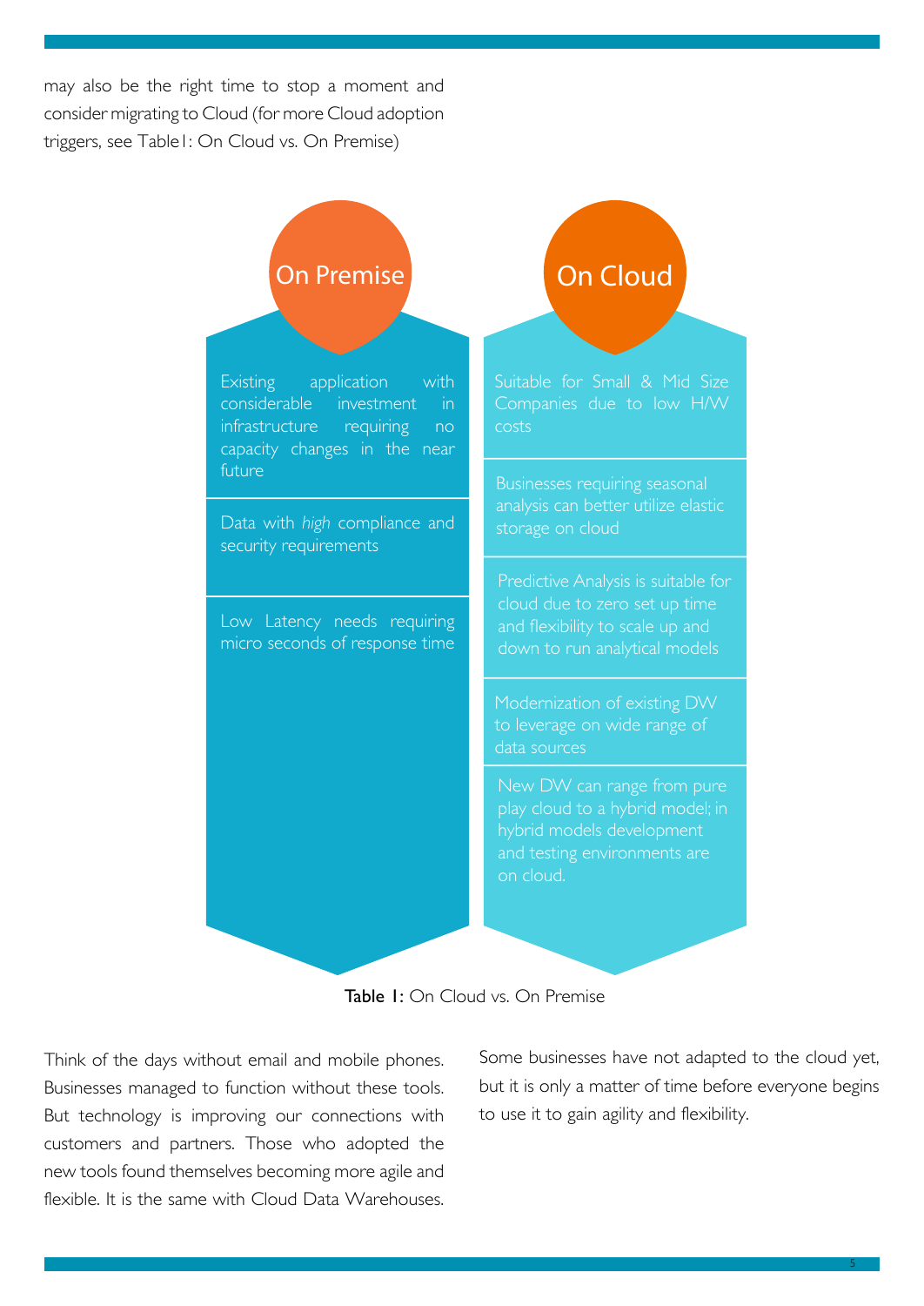may also be the right time to stop a moment and consider migrating to Cloud (for more Cloud adoption triggers, see Table1: On Cloud vs. On Premise)

| On Premise | On Cloud |
| --- | --- |
| Existing application with considerable investment in infrastructure requiring no capacity changes in the near future | Suitable for Small & Mid Size Companies due to low H/W costs |
| Data with *high* compliance and security requirements | Businesses requiring seasonal analysis can better utilize elastic storage on cloud |
| Low Latency needs requiring micro seconds of response time | Predictive Analysis is suitable for cloud due to zero set up time and flexibility to scale up and down to run analytical models |
| | Modernization of existing DW to leverage on wide range of data sources |
| | New DW can range from pure play cloud to a hybrid model; in hybrid models development and testing environments are on cloud. |

**Table 1:** On Cloud vs. On Premise

Think of the days without email and mobile phones. Businesses managed to function without these tools. But technology is improving our connections with customers and partners. Those who adopted the new tools found themselves becoming more agile and flexible. It is the same with Cloud Data Warehouses. Some businesses have not adapted to the cloud yet, but it is only a matter of time before everyone begins to use it to gain agility and flexibility.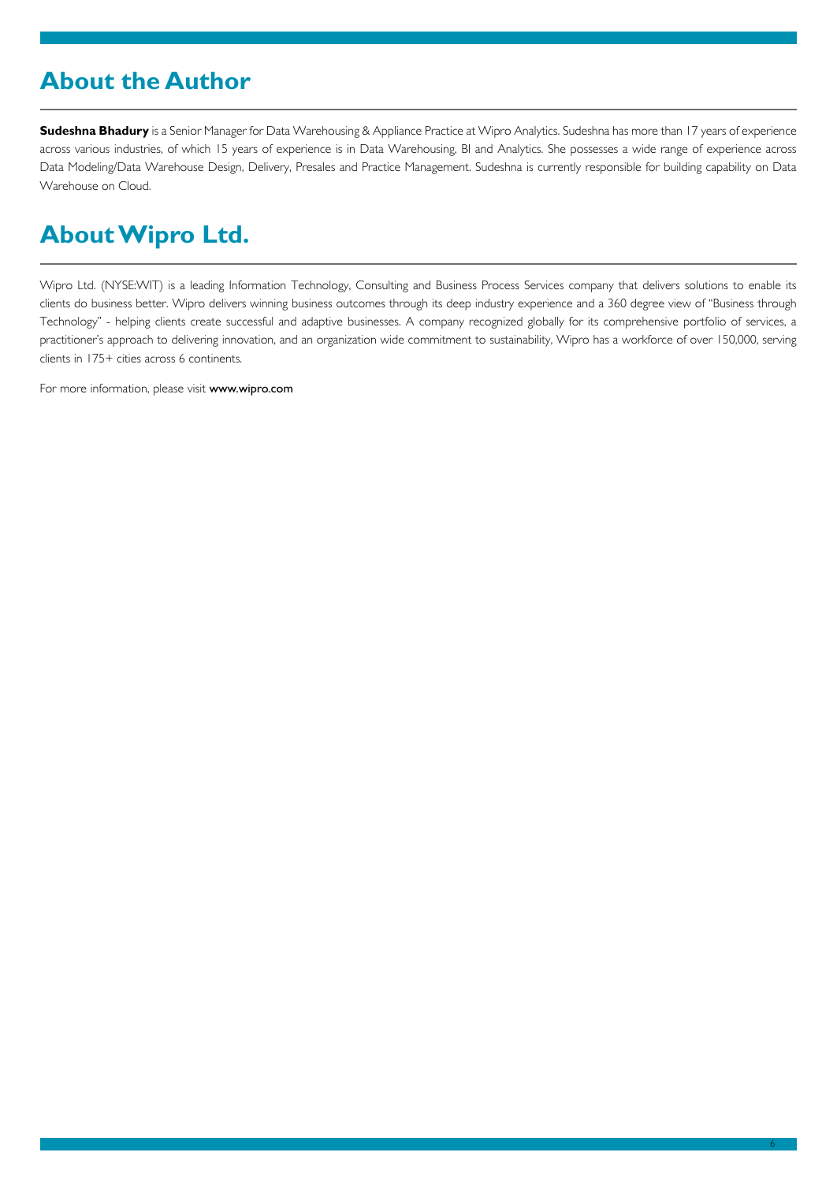## About the Author

**Sudeshna Bhadury** is a Senior Manager for Data Warehousing & Appliance Practice at Wipro Analytics. Sudeshna has more than 17 years of experience across various industries, of which 15 years of experience is in Data Warehousing, BI and Analytics. She possesses a wide range of experience across Data Modeling/Data Warehouse Design, Delivery, Presales and Practice Management. Sudeshna is currently responsible for building capability on Data Warehouse on Cloud.

## About Wipro Ltd.

Wipro Ltd. (NYSE:WIT) is a leading Information Technology, Consulting and Business Process Services company that delivers solutions to enable its clients do business better. Wipro delivers winning business outcomes through its deep industry experience and a 360 degree view of "Business through Technology" - helping clients create successful and adaptive businesses. A company recognized globally for its comprehensive portfolio of services, a practitioner's approach to delivering innovation, and an organization wide commitment to sustainability, Wipro has a workforce of over 150,000, serving clients in 175+ cities across 6 continents.

For more information, please visit **www.wipro.com**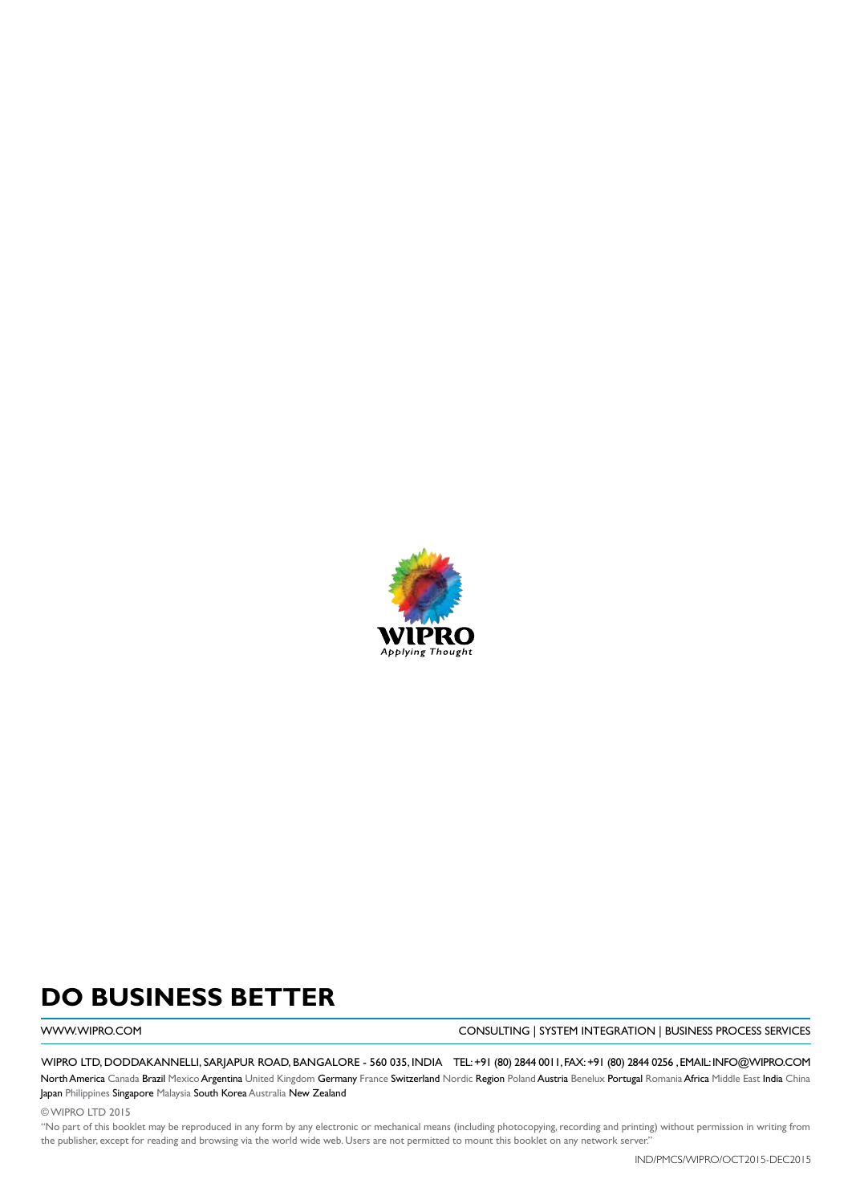WIPRO
*Applying Thought*

# DO BUSINESS BETTER

WWW.WIPRO.COM

CONSULTING | SYSTEM INTEGRATION | BUSINESS PROCESS SERVICES

WIPRO LTD, DODDAKANNELLI, SARJAPUR ROAD, BANGALORE - 560 035, INDIA TEL: +91 (80) 2844 0011, FAX: +91 (80) 2844 0256 , EMAIL: INFO@WIPRO.COM

North America Canada Brazil Mexico Argentina United Kingdom Germany France Switzerland Nordic Region Poland Austria Benelux Portugal Romania Africa Middle East India China Japan Philippines Singapore Malaysia South Korea Australia New Zealand

© WIPRO LTD 2015

"No part of this booklet may be reproduced in any form by any electronic or mechanical means (including photocopying, recording and printing) without permission in writing from the publisher, except for reading and browsing via the world wide web. Users are not permitted to mount this booklet on any network server."

IND/PMCS/WIPRO/OCT2015-DEC2015